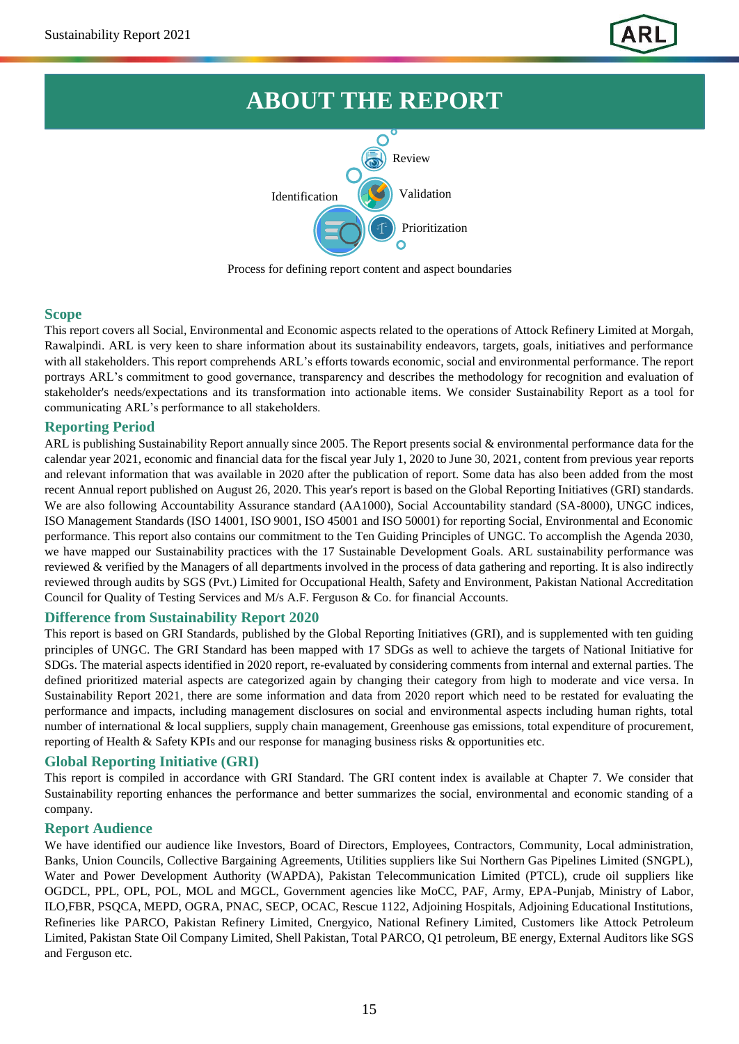# ABOUT THE REPORT

Review

Identification

Validation

Prioritization

Process for defining report content and aspect boundaries

## Scope

This report covers all Social, Environmental and Economic aspects related to the operations of Attock Refinery Limited at Morgah, Rawalpindi. ARL is very keen to share information about its sustainability endeavors, targets, goals, initiatives and performance with all stakeholders. This report comprehends ARL's efforts towards economic, social and environmental performance. The report portrays ARL's commitment to good governance, transparency and describes the methodology for recognition and evaluation of stakeholder's needs/expectations and its transformation into actionable items. We consider Sustainability Report as a tool for communicating ARL's performance to all stakeholders.

## Reporting Period

ARL is publishing Sustainability Report annually since 2005. The Report presents social & environmental performance data for the calendar year 2021, economic and financial data for the fiscal year July 1, 2020 to June 30, 2021, content from previous year reports and relevant information that was available in 2020 after the publication of report. Some data has also been added from the most recent Annual report published on August 26, 2020. This year's report is based on the Global Reporting Initiatives (GRI) standards. We are also following Accountability Assurance standard (AA1000), Social Accountability standard (SA-8000), UNGC indices, ISO Management Standards (ISO 14001, ISO 9001, ISO 45001 and ISO 50001) for reporting Social, Environmental and Economic performance. This report also contains our commitment to the Ten Guiding Principles of UNGC. To accomplish the Agenda 2030, we have mapped our Sustainability practices with the 17 Sustainable Development Goals. ARL sustainability performance was reviewed & verified by the Managers of all departments involved in the process of data gathering and reporting. It is also indirectly reviewed through audits by SGS (Pvt.) Limited for Occupational Health, Safety and Environment, Pakistan National Accreditation Council for Quality of Testing Services and M/s A.F. Ferguson & Co. for financial Accounts.

## Difference from Sustainability Report 2020

This report is based on GRI Standards, published by the Global Reporting Initiatives (GRI), and is supplemented with ten guiding principles of UNGC. The GRI Standard has been mapped with 17 SDGs as well to achieve the targets of National Initiative for SDGs. The material aspects identified in 2020 report, re-evaluated by considering comments from internal and external parties. The defined prioritized material aspects are categorized again by changing their category from high to moderate and vice versa. In Sustainability Report 2021, there are some information and data from 2020 report which need to be restated for evaluating the performance and impacts, including management disclosures on social and environmental aspects including human rights, total number of international & local suppliers, supply chain management, Greenhouse gas emissions, total expenditure of procurement, reporting of Health & Safety KPIs and our response for managing business risks & opportunities etc.

## Global Reporting Initiative (GRI)

This report is compiled in accordance with GRI Standard. The GRI content index is available at Chapter 7. We consider that Sustainability reporting enhances the performance and better summarizes the social, environmental and economic standing of a company.

## Report Audience

We have identified our audience like Investors, Board of Directors, Employees, Contractors, Community, Local administration, Banks, Union Councils, Collective Bargaining Agreements, Utilities suppliers like Sui Northern Gas Pipelines Limited (SNGPL), Water and Power Development Authority (WAPDA), Pakistan Telecommunication Limited (PTCL), crude oil suppliers like OGDCL, PPL, OPL, POL, MOL and MGCL, Government agencies like MoCC, PAF, Army, EPA-Punjab, Ministry of Labor, ILO,FBR, PSQCA, MEPD, OGRA, PNAC, SECP, OCAC, Rescue 1122, Adjoining Hospitals, Adjoining Educational Institutions, Refineries like PARCO, Pakistan Refinery Limited, Cnergyico, National Refinery Limited, Customers like Attock Petroleum Limited, Pakistan State Oil Company Limited, Shell Pakistan, Total PARCO, Q1 petroleum, BE energy, External Auditors like SGS and Ferguson etc.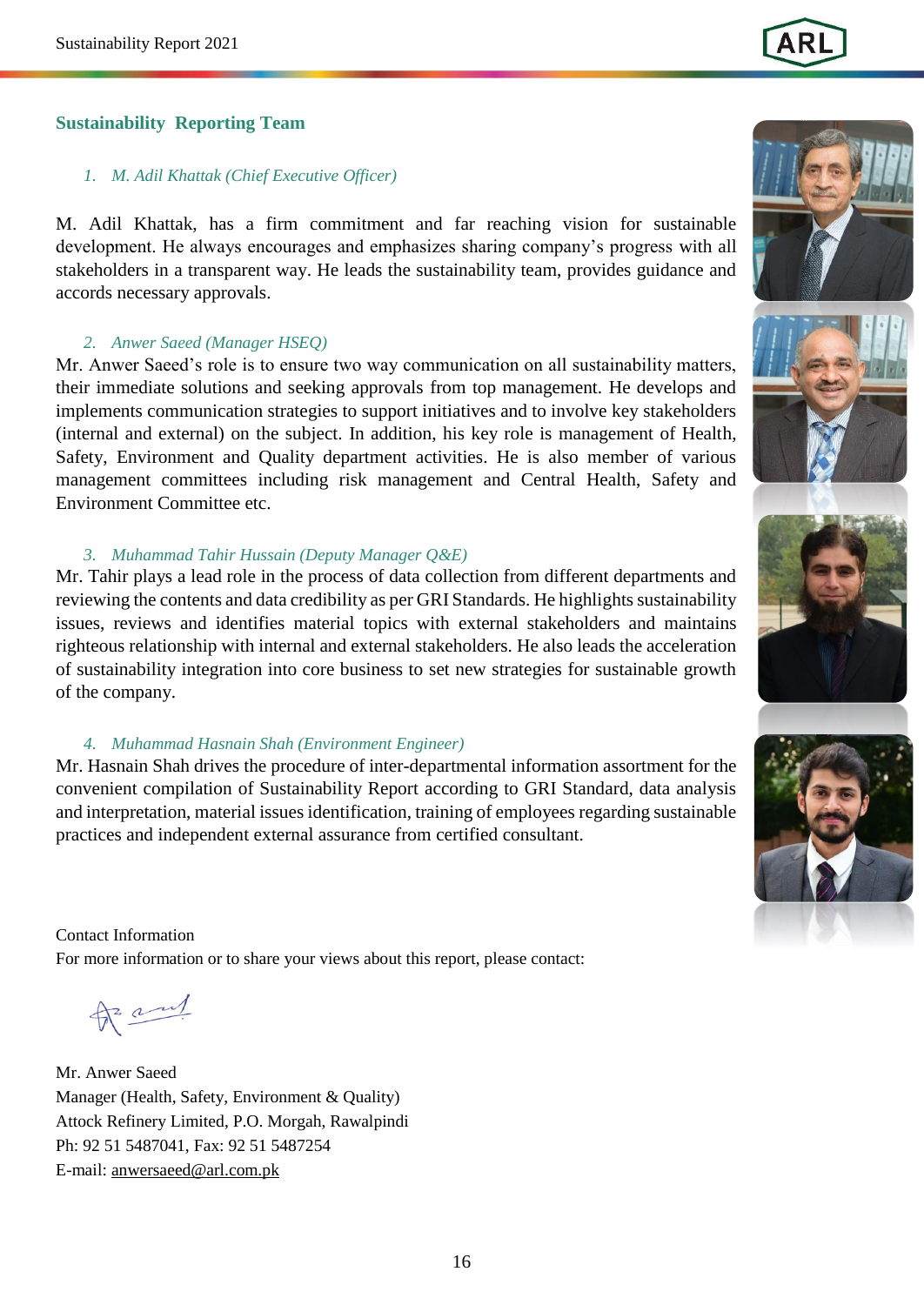## Sustainability Reporting Team

1. *M. Adil Khattak (Chief Executive Officer)*

M. Adil Khattak, has a firm commitment and far reaching vision for sustainable development. He always encourages and emphasizes sharing company's progress with all stakeholders in a transparent way. He leads the sustainability team, provides guidance and accords necessary approvals.

2. *Anwer Saeed (Manager HSEQ)*

Mr. Anwer Saeed's role is to ensure two way communication on all sustainability matters, their immediate solutions and seeking approvals from top management. He develops and implements communication strategies to support initiatives and to involve key stakeholders (internal and external) on the subject. In addition, his key role is management of Health, Safety, Environment and Quality department activities. He is also member of various management committees including risk management and Central Health, Safety and Environment Committee etc.

3. *Muhammad Tahir Hussain (Deputy Manager Q&E)*

Mr. Tahir plays a lead role in the process of data collection from different departments and reviewing the contents and data credibility as per GRI Standards. He highlights sustainability issues, reviews and identifies material topics with external stakeholders and maintains righteous relationship with internal and external stakeholders. He also leads the acceleration of sustainability integration into core business to set new strategies for sustainable growth of the company.

4. *Muhammad Hasnain Shah (Environment Engineer)*

Mr. Hasnain Shah drives the procedure of inter-departmental information assortment for the convenient compilation of Sustainability Report according to GRI Standard, data analysis and interpretation, material issues identification, training of employees regarding sustainable practices and independent external assurance from certified consultant.

Contact Information

For more information or to share your views about this report, please contact:

Mr. Anwer Saeed
Manager (Health, Safety, Environment & Quality)
Attock Refinery Limited, P.O. Morgah, Rawalpindi
Ph: 92 51 5487041, Fax: 92 51 5487254
E-mail: anwersaeed@arl.com.pk